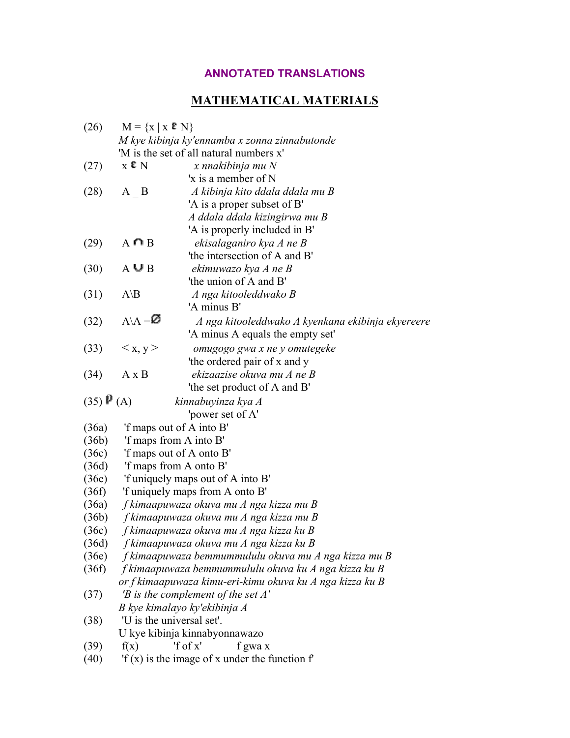## ANNOTATED TRANSLATIONS

## MATHEMATICAL MATERIALS

(26) $M = \{x \mid x \in N\}$
*M kye kibinja ky'ennamba x zonna zinnabutonde*
'M is the set of all natural numbers x'

(27) $x \in N$ *x nnakibinja mu N*
'x is a member of N

(28) A _ B *A kibinja kito ddala ddala mu B*
'A is a proper subset of B'
*A ddala ddala kizingirwa mu B*
'A is properly included in B'

(29) $A \cap B$ *ekisalaganiro kya A ne B*
'the intersection of A and B'

(30) $A \cup B$ *ekimuwazo kya A ne B*
'the union of A and B'

(31) $A \backslash B$ *A nga kitooleddwako B*
'A minus B'

(32) $A \backslash A = \varnothing$ *A nga kitooleddwako A kyenkana ekibinja ekyereere*
'A minus A equals the empty set'

(33) $< x, y >$ *omugogo gwa x ne y omutegeke*
'the ordered pair of x and y

(34) $A \times B$ *ekizaazise okuva mu A ne B*
'the set product of A and B'

(35) $\wp$ (A) *kinnabuyinza kya A*
'power set of A'

(36a) 'f maps out of A into B'
(36b) 'f maps from A into B'
(36c) 'f maps out of A onto B'
(36d) 'f maps from A onto B'
(36e) 'f uniquely maps out of A into B'
(36f) 'f uniquely maps from A onto B'
(36a) *f kimaapuwaza okuva mu A nga kizza mu B*
(36b) *f kimaapuwaza okuva mu A nga kizza mu B*
(36c) *f kimaapuwaza okuva mu A nga kizza ku B*
(36d) *f kimaapuwaza okuva mu A nga kizza ku B*
(36e) *f kimaapuwaza bemmummululu okuva mu A nga kizza mu B*
(36f) *f kimaapuwaza bemmummululu okuva ku A nga kizza ku B*
*or f kimaapuwaza kimu-eri-kimu okuva ku A nga kizza ku B*

(37) *'B is the complement of the set A'*
*B kye kimalayo ky'ekibinja A*

(38) 'U is the universal set'.
U kye kibinja kinnabyonnawazo

(39) f(x) 'f of x' f gwa x

(40) 'f (x) is the image of x under the function f'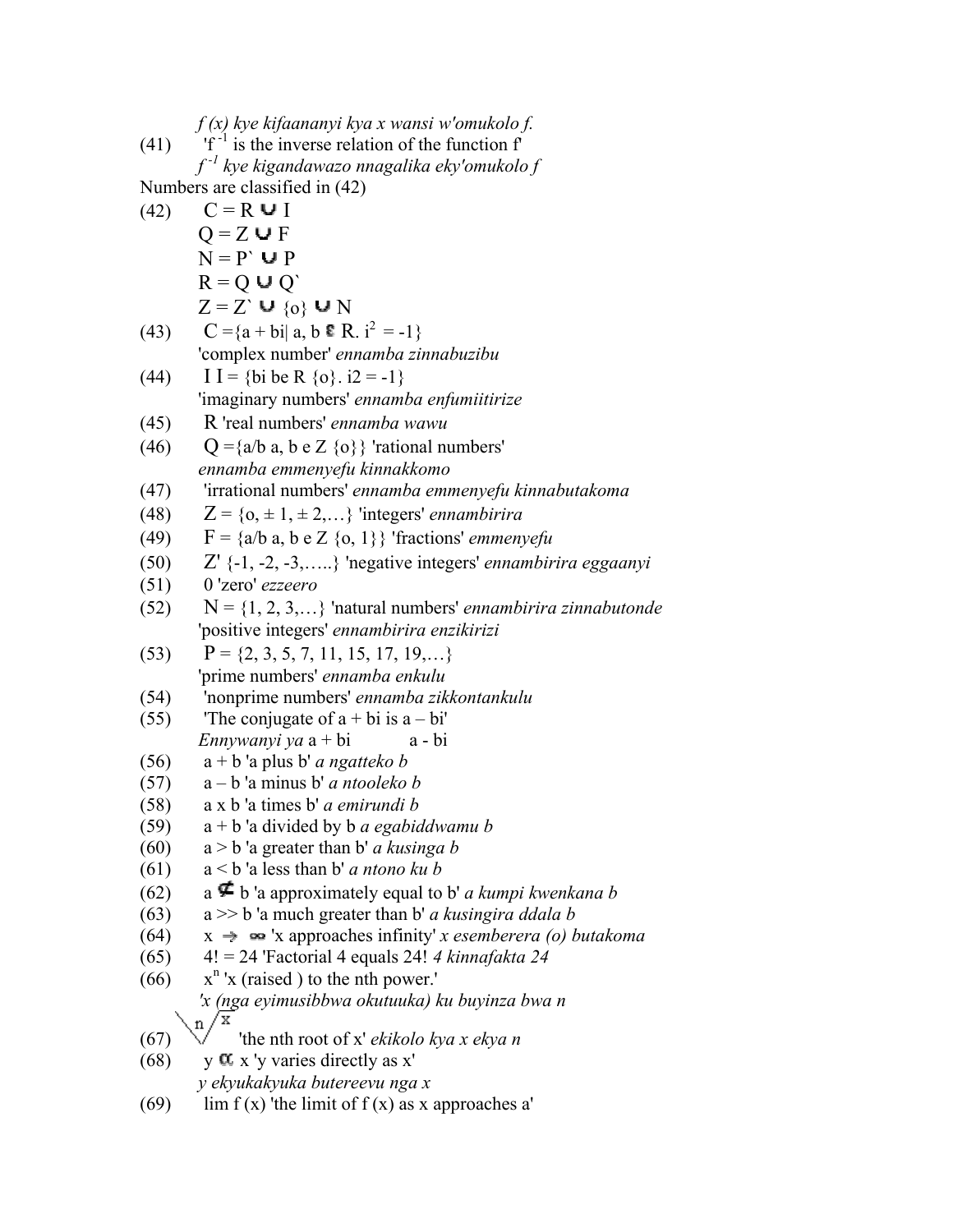*f (x) kye kifaananyi kya x wansi w'omukolo f.*

(41) 'f $^{-1}$ is the inverse relation of the function f'

*f $^{-1}$ kye kigandawazo nnagalika eky'omukolo f*

Numbers are classified in (42)

(42) $C = R \cup I$

$Q = Z \cup F$

$N = P` \cup P$

$R = Q \cup Q`$

$Z = Z` \cup \{o\} \cup N$

(43) $C = \{a + bi| a, b \in R. i^2 = -1\}$

'complex number' *ennamba zinnabuzibu*

(44) I I = {bi be R {o}. i2 = -1}

'imaginary numbers' *ennamba enfumiitirize*

(45) R 'real numbers' *ennamba wawu*

(46) Q ={a/b a, b e Z {o}} 'rational numbers'

*ennamba emmenyefu kinnakkomo*

(47) 'irrational numbers' *ennamba emmenyefu kinnabutakoma*

(48) Z = {o, ± 1, ± 2,…} 'integers' *ennambirira*

(49) F = {a/b a, b e Z {o, 1}} 'fractions' *emmenyefu*

(50) Z' {-1, -2, -3,…..} 'negative integers' *ennambirira eggaanyi*

(51) 0 'zero' *ezzeero*

(52) N = {1, 2, 3,…} 'natural numbers' *ennambirira zinnabutonde*

'positive integers' *ennambirira enzikirizi*

(53) P = {2, 3, 5, 7, 11, 15, 17, 19,…}

'prime numbers' *ennamba enkulu*

(54) 'nonprime numbers' *ennamba zikkontankulu*

(55) 'The conjugate of a + bi is a – bi'

*Ennywanyi ya* a + bi a - bi

(56) a + b 'a plus b' *a ngatteko b*

(57) a – b 'a minus b' *a ntooleko b*

(58) a x b 'a times b' *a emirundi b*

(59) a + b 'a divided by b *a egabiddwamu b*

(60) a > b 'a greater than b' *a kusinga b*

(61) a < b 'a less than b' *a ntono ku b*

(62) a $\not\subseteq$ b 'a approximately equal to b' *a kumpi kwenkana b*

(63) a >> b 'a much greater than b' *a kusingira ddala b*

(64) $x \to \infty$ 'x approaches infinity' *x esemberera (o) butakoma*

(65) 4! = 24 'Factorial 4 equals 24! *4 kinnafakta 24*

(66) $x^n$ 'x (raised ) to the nth power.'

*'x (nga eyimusibbwa okutuuka) ku buyinza bwa n*

(67) $\sqrt[n]{x}$ 'the nth root of x' *ekikolo kya x ekya n*

(68) $y \propto x$ 'y varies directly as x'

*y ekyukakyuka butereevu nga x*

(69) lim f (x) 'the limit of f (x) as x approaches a'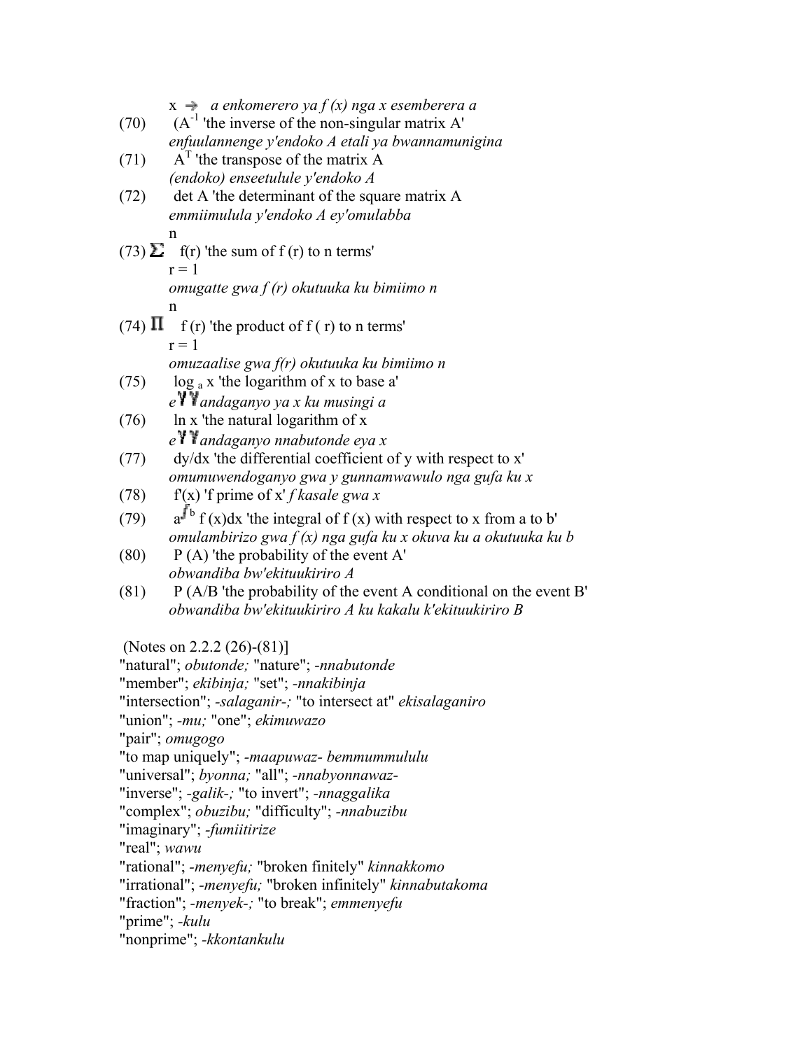$x \rightarrow a$ *enkomerero ya f (x) nga x esemberera a*

(70) $(A^{-1}$ 'the inverse of the non-singular matrix A'
*enfuulannenge y'endoko A etali ya bwannamunigina*

(71) $A^T$ 'the transpose of the matrix A
*(endoko) enseetulule y'endoko A*

(72) det A 'the determinant of the square matrix A
*emmiimulula y'endoko A ey'omulabba*

(73) $\sum_{r=1}^{n} f(r)$ 'the sum of f (r) to n terms'
*omugatte gwa f (r) okutuuka ku bimiimo n*

(74) $\prod_{r=1}^{n} f(r)$ 'the product of f ( r) to n terms'
*omuzaalise gwa f(r) okutuuka ku bimiimo n*

(75) $\log_a x$ 'the logarithm of x to base a'
*e??andaganyo ya x ku musingi a*

(76) ln x 'the natural logarithm of x
*e??andaganyo nnabutonde eya x*

(77) dy/dx 'the differential coefficient of y with respect to x'
*omumuwendoganyo gwa y gunnamwawulo nga gufa ku x*

(78) f'(x) 'f prime of x' *f kasale gwa x*

(79) $\int_a^b f(x)dx$ 'the integral of f (x) with respect to x from a to b'
*omulambirizo gwa f (x) nga gufa ku x okuva ku a okutuuka ku b*

(80) P (A) 'the probability of the event A'
*obwandiba bw'ekituukiriro A*

(81) P (A/B 'the probability of the event A conditional on the event B'
*obwandiba bw'ekituukiriro A ku kakalu k'ekituukiriro B*

(Notes on 2.2.2 (26)-(81)]
"natural"; *obutonde;* "nature"; *-nnabutonde*
"member"; *ekibinja;* "set"; *-nnakibinja*
"intersection"; *-salaganir-;* "to intersect at" *ekisalaganiro*
"union"; *-mu;* "one"; *ekimuwazo*
"pair"; *omugogo*
"to map uniquely"; *-maapuwaz- bemmummululu*
"universal"; *byonna;* "all"; *-nnabyonnawaz-*
"inverse"; *-galik-;* "to invert"; *-nnaggalika*
"complex"; *obuzibu;* "difficulty"; *-nnabuzibu*
"imaginary"; *-fumiitirize*
"real"; *wawu*
"rational"; *-menyefu;* "broken finitely" *kinnakkomo*
"irrational"; *-menyefu;* "broken infinitely" *kinnabutakoma*
"fraction"; *-menyek-;* "to break"; *emmenyefu*
"prime"; *-kulu*
"nonprime"; *-kkontankulu*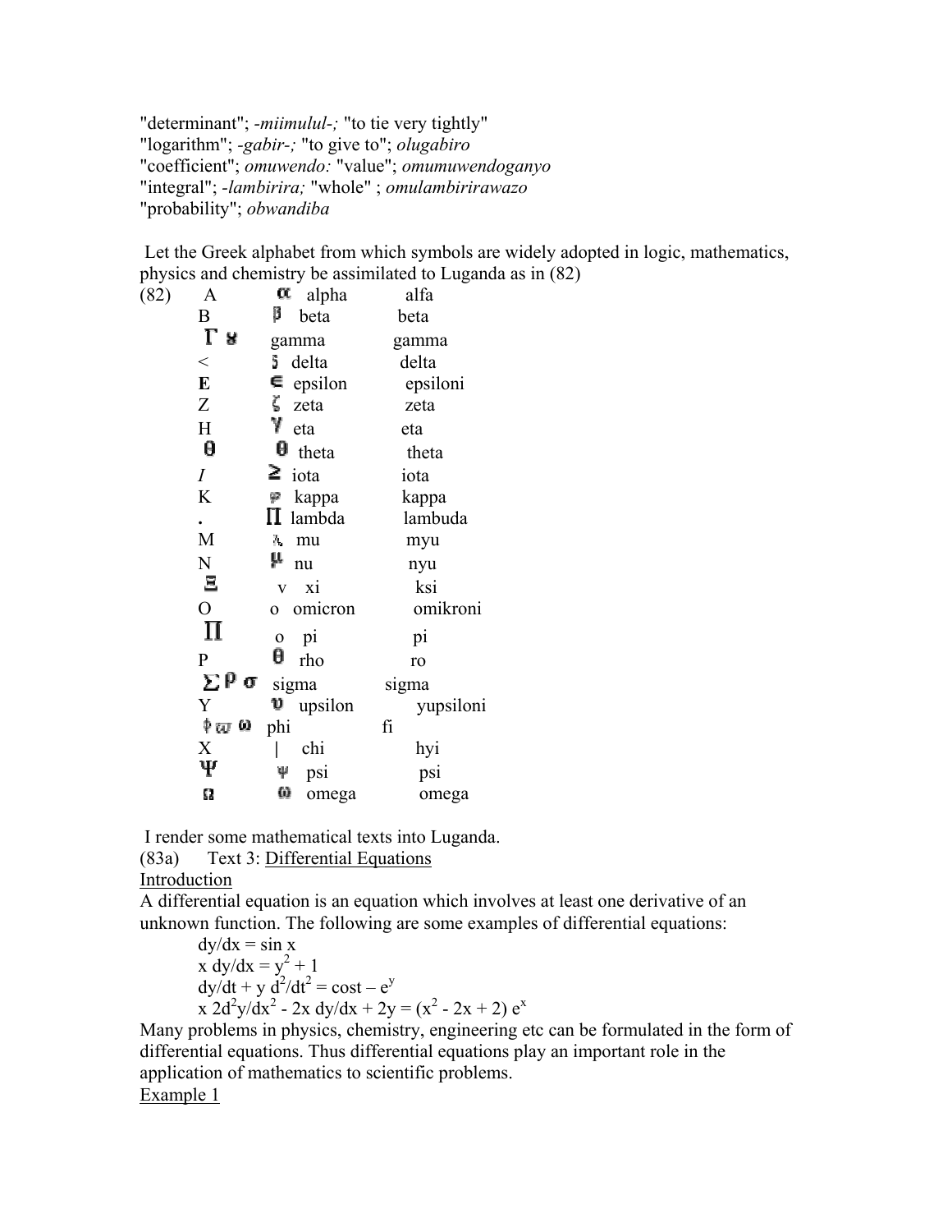"determinant"; *-miimulul-;* "to tie very tightly"
"logarithm"; *-gabir-;* "to give to"; *olugabiro*
"coefficient"; *omuwendo:* "value"; *omumuwendoganyo*
"integral"; *-lambirira;* "whole" ; *omulambirirawazo*
"probability"; *obwandiba*

Let the Greek alphabet from which symbols are widely adopted in logic, mathematics, physics and chemistry be assimilated to Luganda as in (82)

(82)

| | | | |
|---|---|---|---|
| A | α | alpha | alfa |
| B | β | beta | beta |
| Γ γ | | gamma | gamma |
| < | δ | delta | delta |
| **E** | ∈ | epsilon | epsiloni |
| Z | ζ | zeta | zeta |
| H | γ | eta | eta |
| θ | θ | theta | theta |
| *I* | ≥ | iota | iota |
| K | φ | kappa | kappa |
| . | Π | lambda | lambuda |
| M | λ | mu | myu |
| N | μ | nu | nyu |
| Ξ | v | xi | ksi |
| O | o | omicron | omikroni |
| Π | o | pi | pi |
| P | θ | rho | ro |
| Σ ρ σ | | sigma | sigma |
| Y | υ | upsilon | yupsiloni |
| ϕ ϖ ω | | phi | fi |
| X | \| | chi | hyi |
| Ψ | ψ | psi | psi |
| Ω | ω | omega | omega |

I render some mathematical texts into Luganda.

(83a) Text 3: <u>Differential Equations</u>

<u>Introduction</u>

A differential equation is an equation which involves at least one derivative of an unknown function. The following are some examples of differential equations:

$dy/dx = \sin x$

$x\, dy/dx = y^2 + 1$

$dy/dt + y\, d^2/dt^2 = \cos t - e^y$

$x\, 2d^2y/dx^2 - 2x\, dy/dx + 2y = (x^2 - 2x + 2)\, e^x$

Many problems in physics, chemistry, engineering etc can be formulated in the form of differential equations. Thus differential equations play an important role in the application of mathematics to scientific problems.

<u>Example 1</u>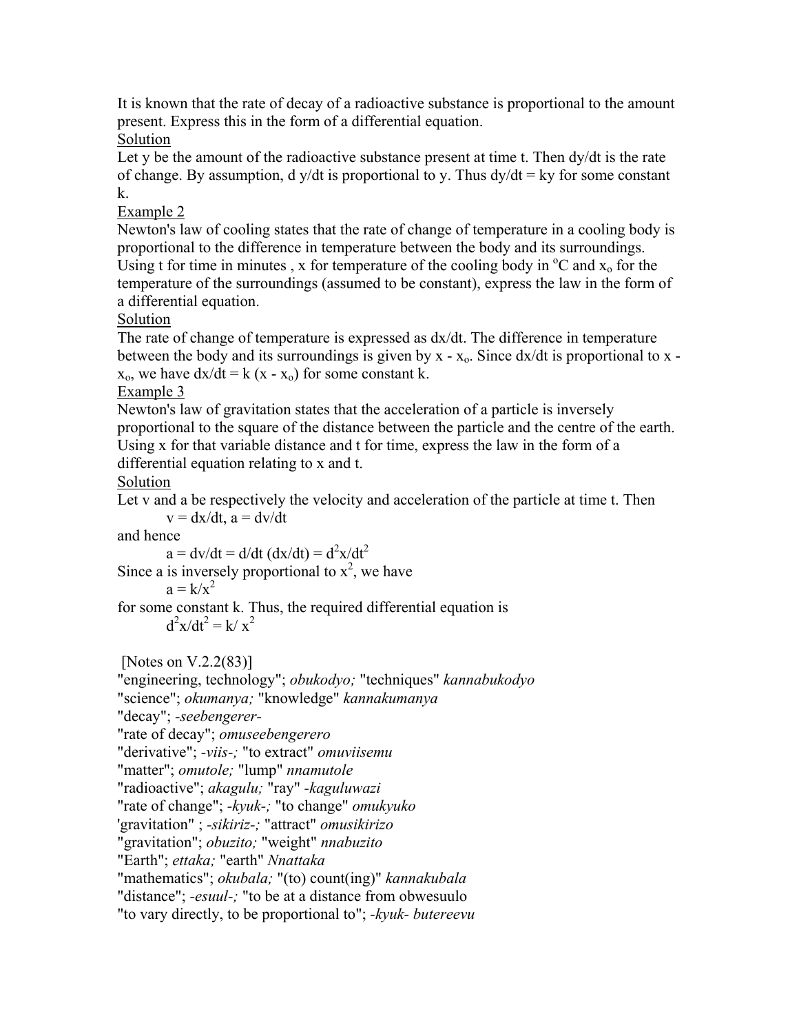It is known that the rate of decay of a radioactive substance is proportional to the amount present. Express this in the form of a differential equation.

<u>Solution</u>

Let y be the amount of the radioactive substance present at time t. Then dy/dt is the rate of change. By assumption, d y/dt is proportional to y. Thus $dy/dt = ky$ for some constant k.

<u>Example 2</u>

Newton's law of cooling states that the rate of change of temperature in a cooling body is proportional to the difference in temperature between the body and its surroundings. Using t for time in minutes , x for temperature of the cooling body in $^{o}$C and $x_o$ for the temperature of the surroundings (assumed to be constant), express the law in the form of a differential equation.

<u>Solution</u>

The rate of change of temperature is expressed as dx/dt. The difference in temperature between the body and its surroundings is given by $x - x_o$. Since dx/dt is proportional to $x - x_o$, we have $dx/dt = k (x - x_o)$ for some constant k.

<u>Example 3</u>

Newton's law of gravitation states that the acceleration of a particle is inversely proportional to the square of the distance between the particle and the centre of the earth. Using x for that variable distance and t for time, express the law in the form of a differential equation relating to x and t.

<u>Solution</u>

Let v and a be respectively the velocity and acceleration of the particle at time t. Then

$$v = dx/dt, \quad a = dv/dt$$

and hence

$$a = dv/dt = d/dt\,(dx/dt) = d^2x/dt^2$$

Since a is inversely proportional to $x^2$, we have

$$a = k/x^2$$

for some constant k. Thus, the required differential equation is

$$d^2x/dt^2 = k/x^2$$

[Notes on V.2.2(83)]

"engineering, technology"; *obukodyo;* "techniques" *kannabukodyo*
"science"; *okumanya;* "knowledge" *kannakumanya*
"decay"; *-seebengerer-*
"rate of decay"; *omuseebengerero*
"derivative"; *-viis-;* "to extract" *omuviisemu*
"matter"; *omutole;* "lump" *nnamutole*
"radioactive"; *akagulu;* "ray" *-kaguluwazi*
"rate of change"; *-kyuk-;* "to change" *omukyuko*
'gravitation" ; *-sikiriz-;* "attract" *omusikirizo*
"gravitation"; *obuzito;* "weight" *nnabuzito*
"Earth"; *ettaka;* "earth" *Nnattaka*
"mathematics"; *okubala;* "(to) count(ing)" *kannakubala*
"distance"; *-esuul-;* "to be at a distance from obwesuulo
"to vary directly, to be proportional to"; *-kyuk- butereevu*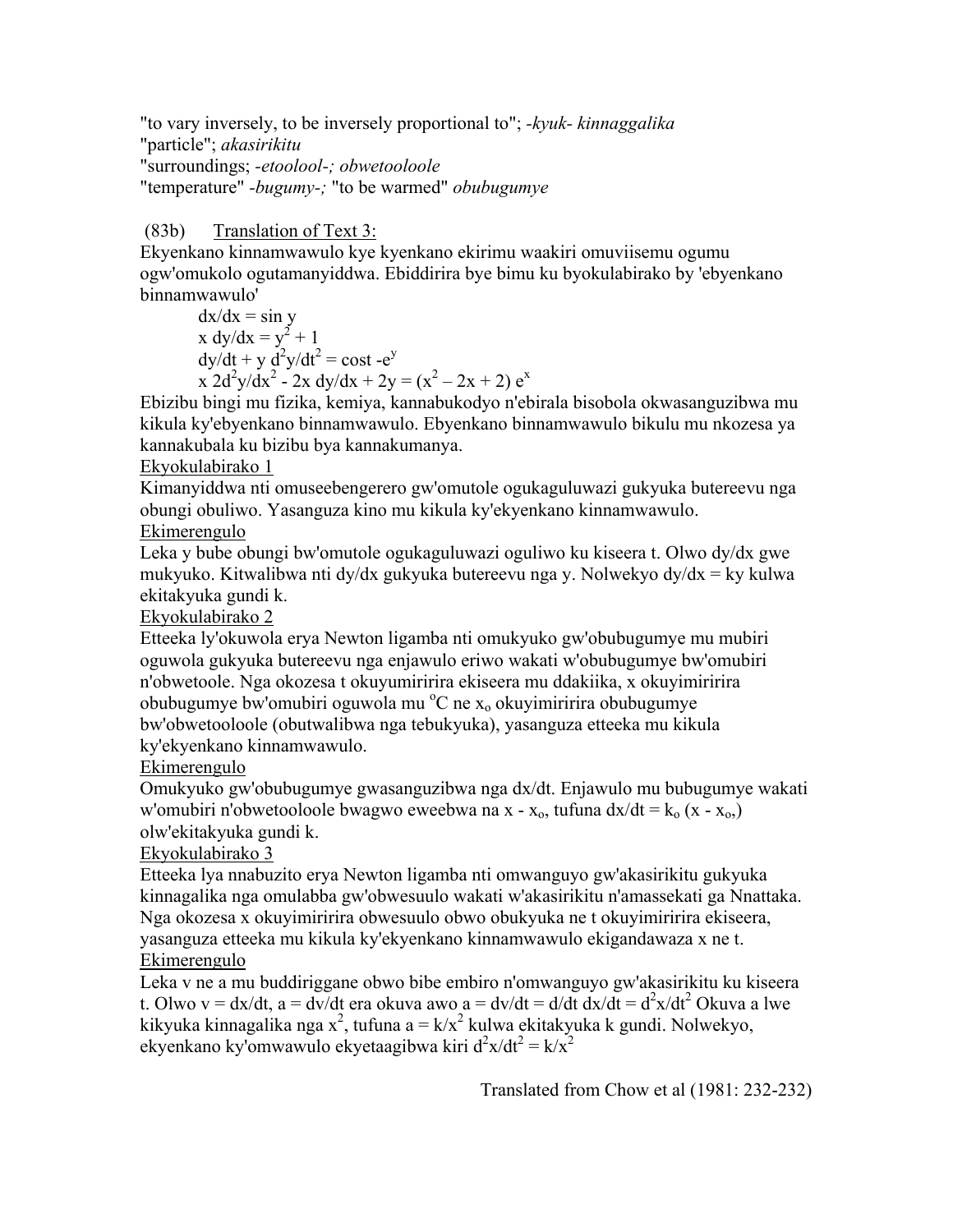"to vary inversely, to be inversely proportional to"; *-kyuk- kinnaggalika*
"particle"; *akasirikitu*
"surroundings; *-etoolool-; obwetooloole*
"temperature" *-bugumy-;* "to be warmed" *obubugumye*

(83b) Translation of Text 3:

Ekyenkano kinnamwawulo kye kyenkano ekirimu waakiri omuviisemu ogumu ogw'omukolo ogutamanyiddwa. Ebiddirira bye bimu ku byokulabirako by 'ebyenkano binnamwawulo'

$$dx/dx = \sin y$$
$$x\, dy/dx = y^2 + 1$$
$$dy/dt + y\, d^2y/dt^2 = \cos t - e^y$$
$$x\, 2d^2y/dx^2 - 2x\, dy/dx + 2y = (x^2 - 2x + 2)\, e^x$$

Ebizibu bingi mu fizika, kemiya, kannabukodyo n'ebirala bisobola okwasanguzibwa mu kikula ky'ebyenkano binnamwawulo. Ebyenkano binnamwawulo bikulu mu nkozesa ya kannakubala ku bizibu bya kannakumanya.

Ekyokulabirako 1

Kimanyiddwa nti omuseebengerero gw'omutole ogukaguluwazi gukyuka butereevu nga obungi obuliwo. Yasanguza kino mu kikula ky'ekyenkano kinnamwawulo.

Ekimerengulo

Leka y bube obungi bw'omutole ogukaguluwazi oguliwo ku kiseera t. Olwo dy/dx gwe mukyuko. Kitwalibwa nti dy/dx gukyuka butereevu nga y. Nolwekyo $dy/dx = ky$ kulwa ekitakyuka gundi k.

Ekyokulabirako 2

Etteeka ly'okuwola erya Newton ligamba nti omukyuko gw'obubugumye mu mubiri oguwola gukyuka butereevu nga enjawulo eriwo wakati w'obubugumye bw'omubiri n'obwetoole. Nga okozesa t okuyumiririra ekiseera mu ddakiika, x okuyimiririra obubugumye bw'omubiri oguwola mu $^{o}C$ ne $x_o$ okuyimiririra obubugumye bw'obwetooloole (obutwalibwa nga tebukyuka), yasanguza etteeka mu kikula ky'ekyenkano kinnamwawulo.

Ekimerengulo

Omukyuko gw'obubugumye gwasanguzibwa nga dx/dt. Enjawulo mu bubugumye wakati w'omubiri n'obwetooloole bwagwo eweebwa na $x - x_o$, tufuna $dx/dt = k_o (x - x_o,)$ olw'ekitakyuka gundi k.

Ekyokulabirako 3

Etteeka lya nnabuzito erya Newton ligamba nti omwanguyo gw'akasirikitu gukyuka kinnagalika nga omulabba gw'obwesuulo wakati w'akasirikitu n'amassekati ga Nnattaka. Nga okozesa x okuyimiririra obwesuulo obwo obukyuka ne t okuyimiririra ekiseera, yasanguza etteeka mu kikula ky'ekyenkano kinnamwawulo ekigandawaza x ne t.

Ekimerengulo

Leka v ne a mu buddiriggane obwo bibe embiro n'omwanguyo gw'akasirikitu ku kiseera t. Olwo $v = dx/dt$, $a = dv/dt$ era okuva awo $a = dv/dt = d/dt\, dx/dt = d^2x/dt^2$ Okuva a lwe kikyuka kinnagalika nga $x^2$, tufuna $a = k/x^2$ kulwa ekitakyuka k gundi. Nolwekyo, ekyenkano ky'omwawulo ekyetaagibwa kiri $d^2x/dt^2 = k/x^2$

Translated from Chow et al (1981: 232-232)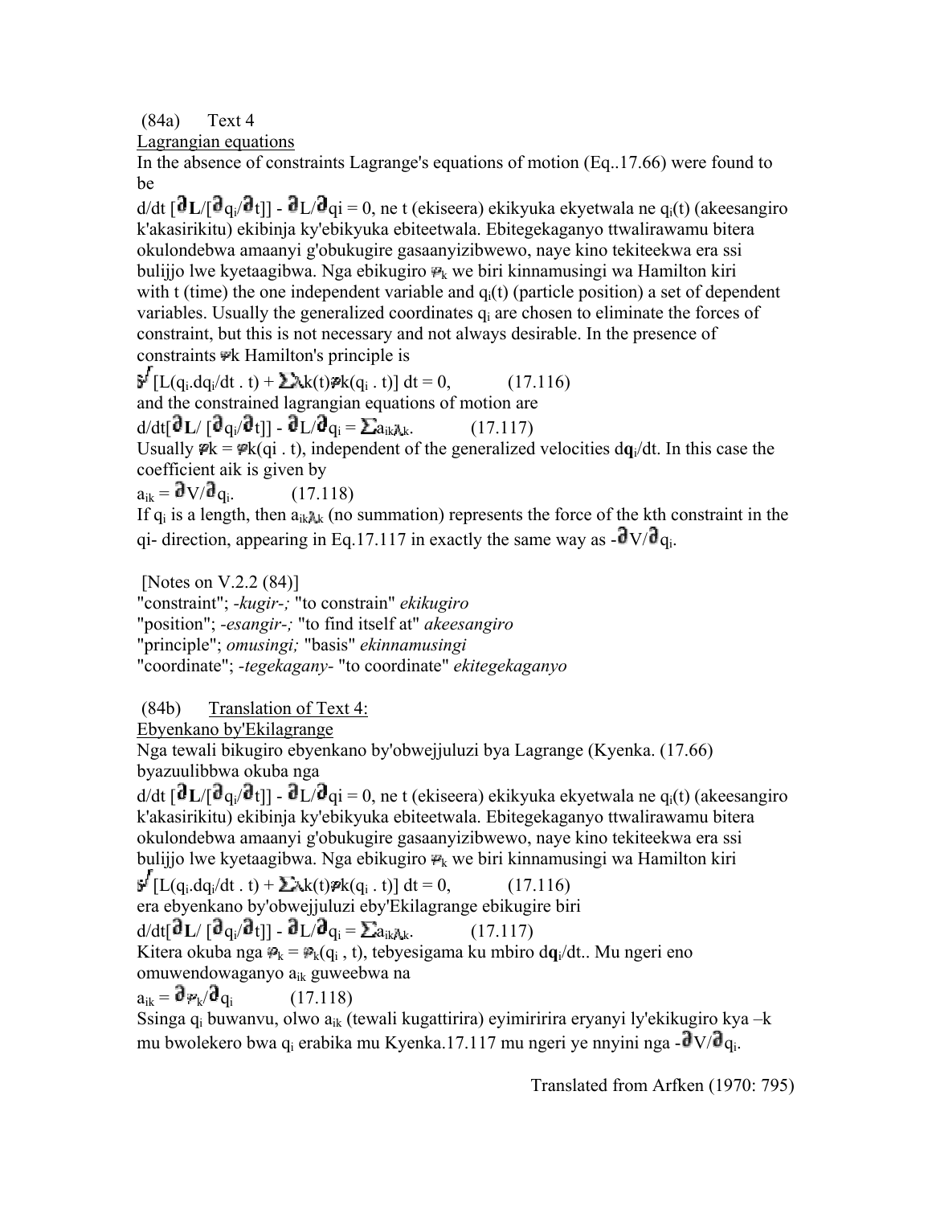(84a) Text 4

Lagrangian equations

In the absence of constraints Lagrange's equations of motion (Eq..17.66) were found to be

$d/dt\,[\partial \mathbf{L}/[\partial q_i/\partial t]] - \partial L/\partial qi = 0$, ne t (ekiseera) ekikyuka ekyetwala ne $q_i(t)$ (akeesangiro k'akasirikitu) ekibinja ky'ebikyuka ebiteetwala. Ebitegekaganyo ttwalirawamu bitera okulondebwa amaanyi g'obukugire gasaanyizibwewo, naye kino tekiteekwa era ssi bulijjo lwe kyetaagibwa. Nga ebikugiro $\varphi_k$ we biri kinnamusingi wa Hamilton kiri with t (time) the one independent variable and $q_i(t)$ (particle position) a set of dependent variables. Usually the generalized coordinates $q_i$ are chosen to eliminate the forces of constraint, but this is not necessary and not always desirable. In the presence of constraints $\varphi k$ Hamilton's principle is

$$\delta\int [L(q_i.dq_i/dt\,.\,t) + \Sigma\lambda k(t)\varphi k(q_i\,.\,t)]\,dt = 0, \qquad (17.116)$$

and the constrained lagrangian equations of motion are

$$d/dt[\partial \mathbf{L}/\,[\partial q_i/\partial t]] - \partial L/\partial q_i = \Sigma a_{ik}\lambda_k. \qquad (17.117)$$

Usually $\varphi k = \varphi k(qi\,.\,t)$, independent of the generalized velocities $d\mathbf{q}_i/dt$. In this case the coefficient aik is given by

$$a_{ik} = \partial V/\partial q_i. \qquad (17.118)$$

If $q_i$ is a length, then $a_{ik}\lambda_k$ (no summation) represents the force of the kth constraint in the qi- direction, appearing in Eq.17.117 in exactly the same way as $-\partial V/\partial q_i$.

[Notes on V.2.2 (84)]

"constraint"; *-kugir-;* "to constrain" *ekikugiro*

"position"; *-esangir-;* "to find itself at" *akeesangiro*

"principle"; *omusingi;* "basis" *ekinnamusingi*

"coordinate"; *-tegekagany-* "to coordinate" *ekitegekaganyo*

(84b) Translation of Text 4:

Ebyenkano by'Ekilagrange

Nga tewali bikugiro ebyenkano by'obwejjuluzi bya Lagrange (Kyenka. (17.66) byazuulibbwa okuba nga

$d/dt\,[\partial \mathbf{L}/[\partial q_i/\partial t]] - \partial L/\partial qi = 0$, ne t (ekiseera) ekikyuka ekyetwala ne $q_i(t)$ (akeesangiro k'akasirikitu) ekibinja ky'ebikyuka ebiteetwala. Ebitegekaganyo ttwalirawamu bitera okulondebwa amaanyi g'obukugire gasaanyizibwewo, naye kino tekiteekwa era ssi bulijjo lwe kyetaagibwa. Nga ebikugiro $\varphi_k$ we biri kinnamusingi wa Hamilton kiri

$$\delta\int [L(q_i.dq_i/dt\,.\,t) + \Sigma\lambda k(t)\varphi k(q_i\,.\,t)]\,dt = 0, \qquad (17.116)$$

era ebyenkano by'obwejjuluzi eby'Ekilagrange ebikugire biri

$$d/dt[\partial \mathbf{L}/\,[\partial q_i/\partial t]] - \partial L/\partial q_i = \Sigma a_{ik}\lambda_k. \qquad (17.117)$$

Kitera okuba nga $\varphi_k = \varphi_k(q_i\,,\,t)$, tebyesigama ku mbiro $d\mathbf{q}_i/dt$.. Mu ngeri eno omuwendowaganyo $a_{ik}$ guweebwa na

$$a_{ik} = \partial\varphi_k/\partial q_i \qquad (17.118)$$

Ssinga $q_i$ buwanvu, olwo $a_{ik}$ (tewali kugattirira) eyimiririra eryanyi ly'ekikugiro kya –k mu bwolekero bwa $q_i$ erabika mu Kyenka.17.117 mu ngeri ye nnyini nga $-\partial V/\partial q_i$.

Translated from Arfken (1970: 795)